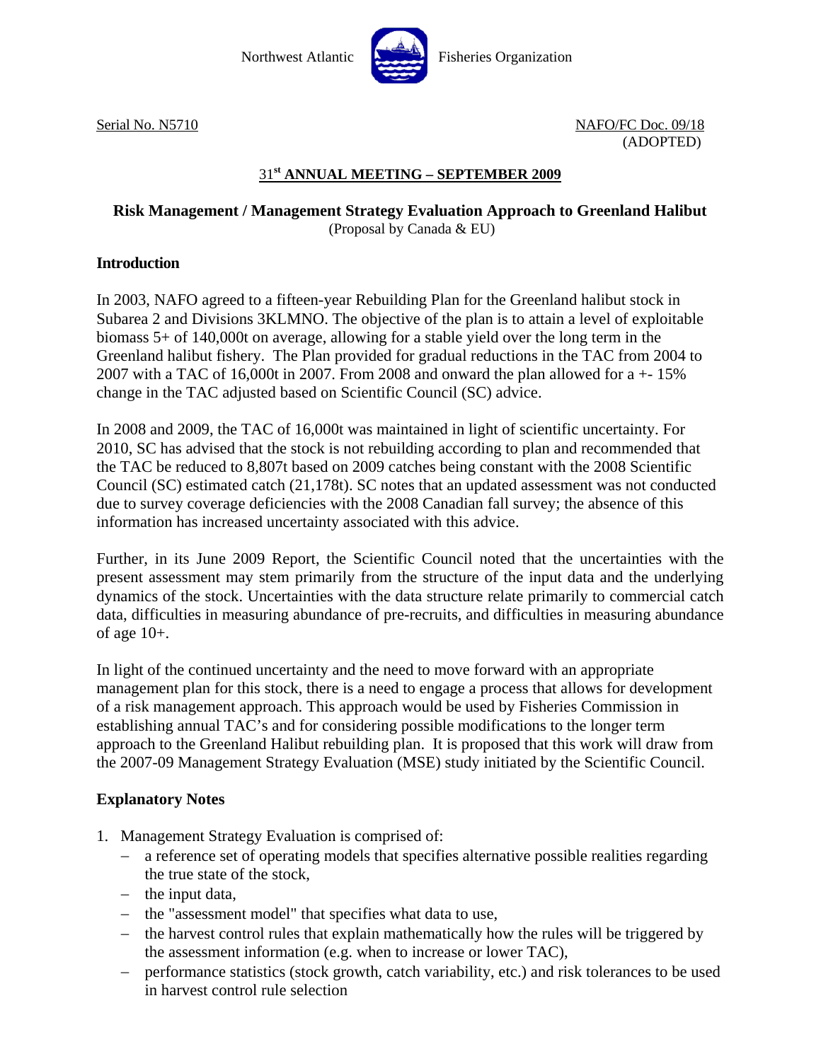Northwest Atlantic Fisheries Organization

Serial No. N5710

NAFO/FC Doc. 09/18
(ADOPTED)

## 31st ANNUAL MEETING – SEPTEMBER 2009

### Risk Management / Management Strategy Evaluation Approach to Greenland Halibut

(Proposal by Canada & EU)

### Introduction

In 2003, NAFO agreed to a fifteen-year Rebuilding Plan for the Greenland halibut stock in Subarea 2 and Divisions 3KLMNO. The objective of the plan is to attain a level of exploitable biomass 5+ of 140,000t on average, allowing for a stable yield over the long term in the Greenland halibut fishery. The Plan provided for gradual reductions in the TAC from 2004 to 2007 with a TAC of 16,000t in 2007. From 2008 and onward the plan allowed for a +- 15% change in the TAC adjusted based on Scientific Council (SC) advice.

In 2008 and 2009, the TAC of 16,000t was maintained in light of scientific uncertainty. For 2010, SC has advised that the stock is not rebuilding according to plan and recommended that the TAC be reduced to 8,807t based on 2009 catches being constant with the 2008 Scientific Council (SC) estimated catch (21,178t). SC notes that an updated assessment was not conducted due to survey coverage deficiencies with the 2008 Canadian fall survey; the absence of this information has increased uncertainty associated with this advice.

Further, in its June 2009 Report, the Scientific Council noted that the uncertainties with the present assessment may stem primarily from the structure of the input data and the underlying dynamics of the stock. Uncertainties with the data structure relate primarily to commercial catch data, difficulties in measuring abundance of pre-recruits, and difficulties in measuring abundance of age 10+.

In light of the continued uncertainty and the need to move forward with an appropriate management plan for this stock, there is a need to engage a process that allows for development of a risk management approach. This approach would be used by Fisheries Commission in establishing annual TAC's and for considering possible modifications to the longer term approach to the Greenland Halibut rebuilding plan. It is proposed that this work will draw from the 2007-09 Management Strategy Evaluation (MSE) study initiated by the Scientific Council.

### Explanatory Notes

1. Management Strategy Evaluation is comprised of:
   - a reference set of operating models that specifies alternative possible realities regarding the true state of the stock,
   - the input data,
   - the "assessment model" that specifies what data to use,
   - the harvest control rules that explain mathematically how the rules will be triggered by the assessment information (e.g. when to increase or lower TAC),
   - performance statistics (stock growth, catch variability, etc.) and risk tolerances to be used in harvest control rule selection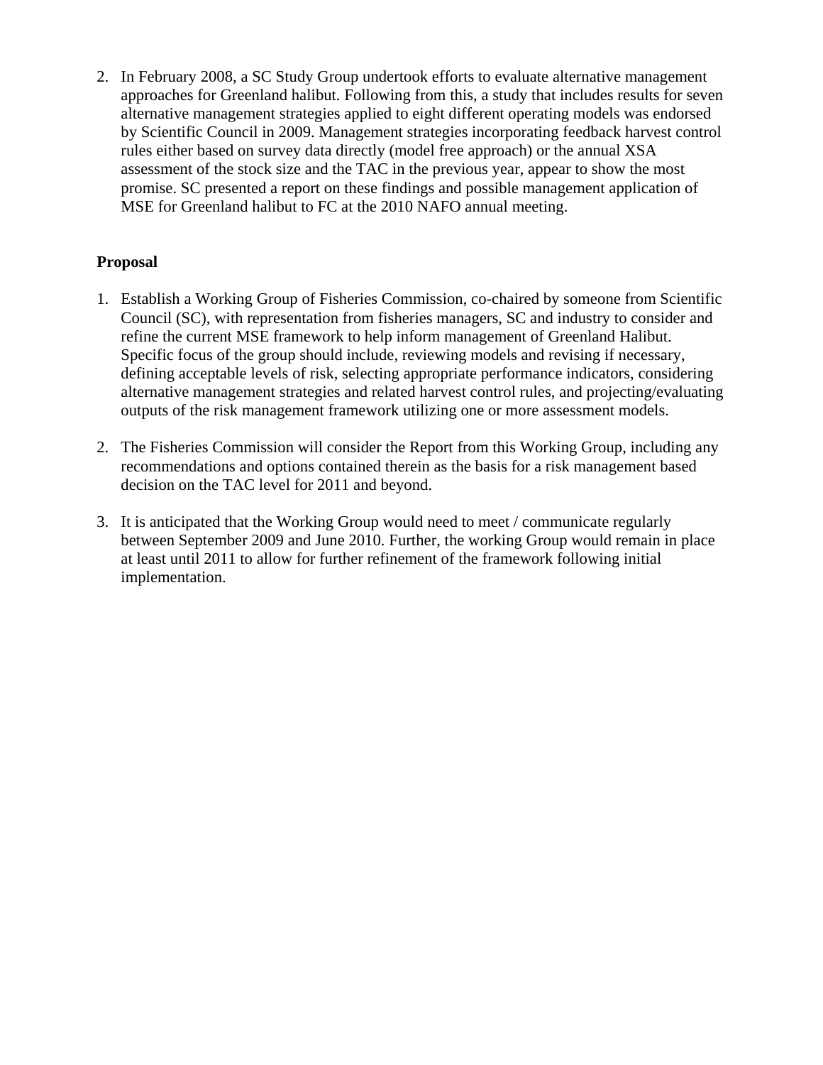2. In February 2008, a SC Study Group undertook efforts to evaluate alternative management approaches for Greenland halibut. Following from this, a study that includes results for seven alternative management strategies applied to eight different operating models was endorsed by Scientific Council in 2009. Management strategies incorporating feedback harvest control rules either based on survey data directly (model free approach) or the annual XSA assessment of the stock size and the TAC in the previous year, appear to show the most promise. SC presented a report on these findings and possible management application of MSE for Greenland halibut to FC at the 2010 NAFO annual meeting.

**Proposal**

1. Establish a Working Group of Fisheries Commission, co-chaired by someone from Scientific Council (SC), with representation from fisheries managers, SC and industry to consider and refine the current MSE framework to help inform management of Greenland Halibut. Specific focus of the group should include, reviewing models and revising if necessary, defining acceptable levels of risk, selecting appropriate performance indicators, considering alternative management strategies and related harvest control rules, and projecting/evaluating outputs of the risk management framework utilizing one or more assessment models.

2. The Fisheries Commission will consider the Report from this Working Group, including any recommendations and options contained therein as the basis for a risk management based decision on the TAC level for 2011 and beyond.

3. It is anticipated that the Working Group would need to meet / communicate regularly between September 2009 and June 2010. Further, the working Group would remain in place at least until 2011 to allow for further refinement of the framework following initial implementation.